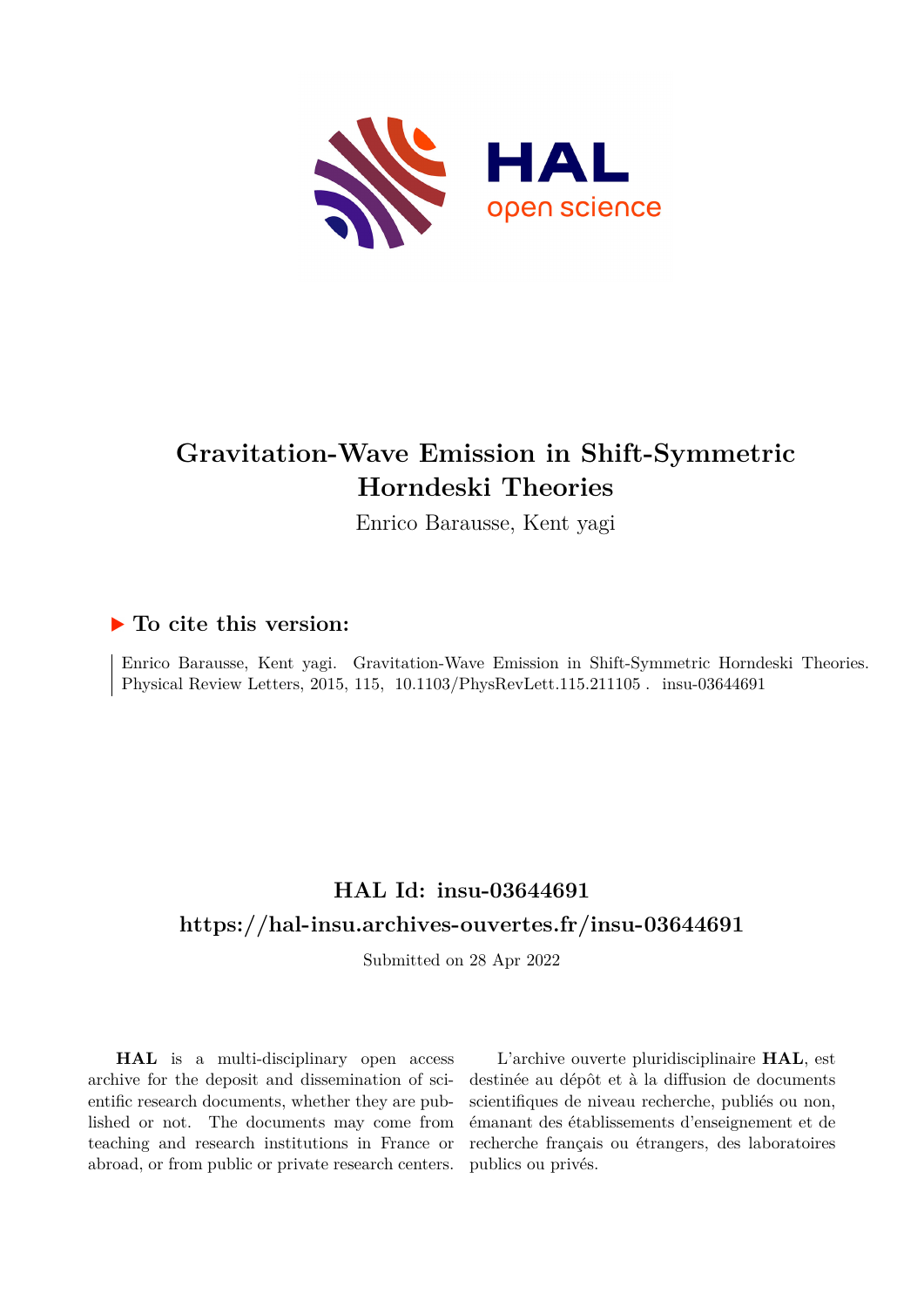# Gravitation-Wave Emission in Shift-Symmetric Horndeski Theories

Enrico Barausse, Kent yagi

## ▶ To cite this version:

Enrico Barausse, Kent yagi. Gravitation-Wave Emission in Shift-Symmetric Horndeski Theories. Physical Review Letters, 2015, 115, 10.1103/PhysRevLett.115.211105 . insu-03644691

## HAL Id: insu-03644691

## https://hal-insu.archives-ouvertes.fr/insu-03644691

Submitted on 28 Apr 2022

**HAL** is a multi-disciplinary open access archive for the deposit and dissemination of scientific research documents, whether they are published or not. The documents may come from teaching and research institutions in France or abroad, or from public or private research centers.

L'archive ouverte pluridisciplinaire **HAL**, est destinée au dépôt et à la diffusion de documents scientifiques de niveau recherche, publiés ou non, émanant des établissements d'enseignement et de recherche français ou étrangers, des laboratoires publics ou privés.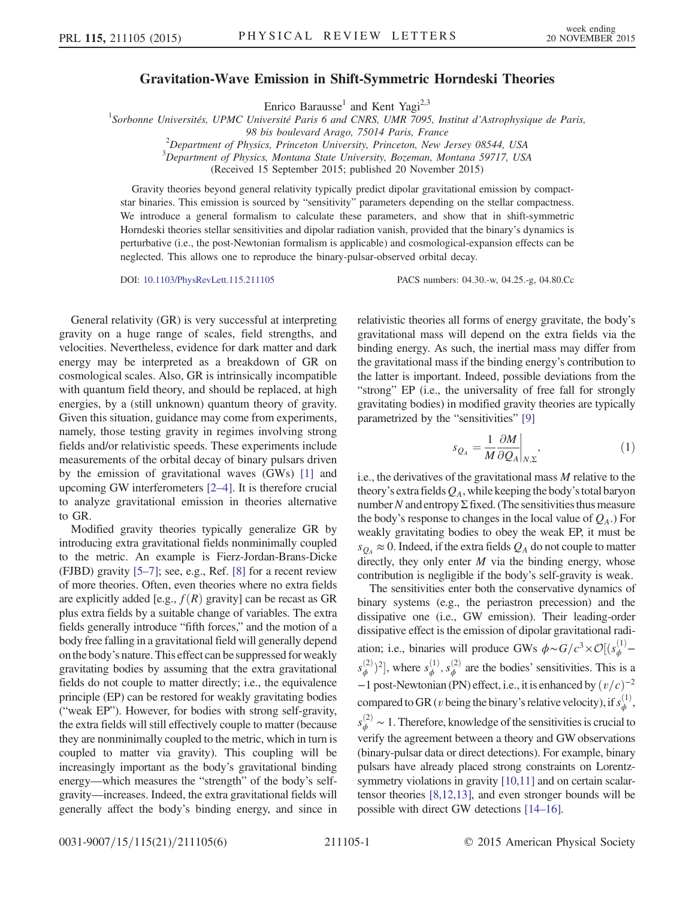# Gravitation-Wave Emission in Shift-Symmetric Horndeski Theories

Enrico Barausse[1] and Kent Yagi[2,3]

[1]Sorbonne Universités, UPMC Université Paris 6 and CNRS, UMR 7095, Institut d'Astrophysique de Paris, 98 bis boulevard Arago, 75014 Paris, France

[2]Department of Physics, Princeton University, Princeton, New Jersey 08544, USA

[3]Department of Physics, Montana State University, Bozeman, Montana 59717, USA

(Received 15 September 2015; published 20 November 2015)

Gravity theories beyond general relativity typically predict dipolar gravitational emission by compact-star binaries. This emission is sourced by "sensitivity" parameters depending on the stellar compactness. We introduce a general formalism to calculate these parameters, and show that in shift-symmetric Horndeski theories stellar sensitivities and dipolar radiation vanish, provided that the binary's dynamics is perturbative (i.e., the post-Newtonian formalism is applicable) and cosmological-expansion effects can be neglected. This allows one to reproduce the binary-pulsar-observed orbital decay.

DOI: 10.1103/PhysRevLett.115.211105 PACS numbers: 04.30.-w, 04.25.-g, 04.80.Cc

General relativity (GR) is very successful at interpreting gravity on a huge range of scales, field strengths, and velocities. Nevertheless, evidence for dark matter and dark energy may be interpreted as a breakdown of GR on cosmological scales. Also, GR is intrinsically incompatible with quantum field theory, and should be replaced, at high energies, by a (still unknown) quantum theory of gravity. Given this situation, guidance may come from experiments, namely, those testing gravity in regimes involving strong fields and/or relativistic speeds. These experiments include measurements of the orbital decay of binary pulsars driven by the emission of gravitational waves (GWs) [1] and upcoming GW interferometers [2–4]. It is therefore crucial to analyze gravitational emission in theories alternative to GR.

Modified gravity theories typically generalize GR by introducing extra gravitational fields nonminimally coupled to the metric. An example is Fierz-Jordan-Brans-Dicke (FJBD) gravity [5–7]; see, e.g., Ref. [8] for a recent review of more theories. Often, even theories where no extra fields are explicitly added [e.g., $f(R)$ gravity] can be recast as GR plus extra fields by a suitable change of variables. The extra fields generally introduce "fifth forces," and the motion of a body free falling in a gravitational field will generally depend on the body's nature. This effect can be suppressed for weakly gravitating bodies by assuming that the extra gravitational fields do not couple to matter directly; i.e., the equivalence principle (EP) can be restored for weakly gravitating bodies ("weak EP"). However, for bodies with strong self-gravity, the extra fields will still effectively couple to matter (because they are nonminimally coupled to the metric, which in turn is coupled to matter via gravity). This coupling will be increasingly important as the body's gravitational binding energy—which measures the "strength" of the body's self-gravity—increases. Indeed, the extra gravitational fields will generally affect the body's binding energy, and since in relativistic theories all forms of energy gravitate, the body's gravitational mass will depend on the extra fields via the binding energy. As such, the inertial mass may differ from the gravitational mass if the binding energy's contribution to the latter is important. Indeed, possible deviations from the "strong" EP (i.e., the universality of free fall for strongly gravitating bodies) in modified gravity theories are typically parametrized by the "sensitivities" [9]

$$s_{Q_A} = \frac{1}{M}\frac{\partial M}{\partial Q_A}\bigg|_{N,\Sigma}, \tag{1}$$

i.e., the derivatives of the gravitational mass $M$ relative to the theory's extra fields $Q_A$, while keeping the body's total baryon number $N$ and entropy $\Sigma$ fixed. (The sensitivities thus measure the body's response to changes in the local value of $Q_A$.) For weakly gravitating bodies to obey the weak EP, it must be $s_{Q_A} \approx 0$. Indeed, if the extra fields $Q_A$ do not couple to matter directly, they only enter $M$ via the binding energy, whose contribution is negligible if the body's self-gravity is weak.

The sensitivities enter both the conservative dynamics of binary systems (e.g., the periastron precession) and the dissipative one (i.e., GW emission). Their leading-order dissipative effect is the emission of dipolar gravitational radiation; i.e., binaries will produce GWs $\phi \sim G/c^3 \times \mathcal{O}[(s_\phi^{(1)} - s_\phi^{(2)})^2]$, where $s_\phi^{(1)}, s_\phi^{(2)}$ are the bodies' sensitivities. This is a $-1$ post-Newtonian (PN) effect, i.e., it is enhanced by $(v/c)^{-2}$ compared to GR ($v$ being the binary's relative velocity), if $s_\phi^{(1)}$, $s_\phi^{(2)} \sim 1$. Therefore, knowledge of the sensitivities is crucial to verify the agreement between a theory and GW observations (binary-pulsar data or direct detections). For example, binary pulsars have already placed strong constraints on Lorentz-symmetry violations in gravity [10,11] and on certain scalar-tensor theories [8,12,13], and even stronger bounds will be possible with direct GW detections [14–16].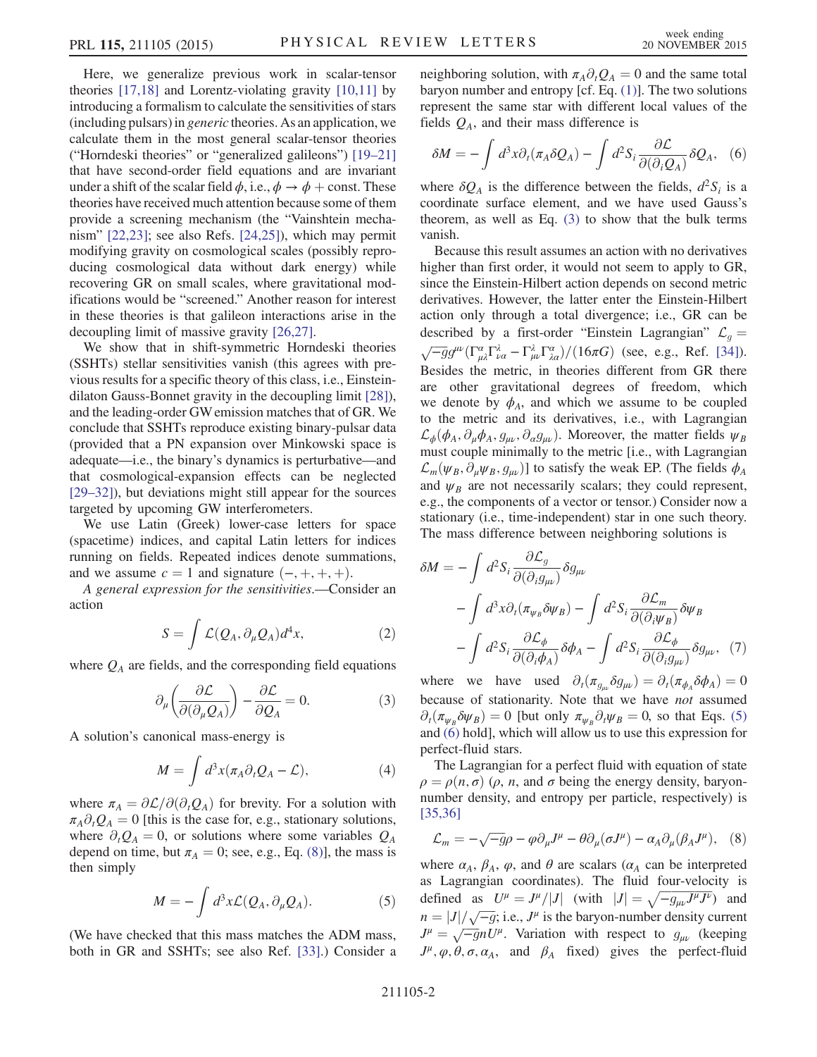Here, we generalize previous work in scalar-tensor theories [17,18] and Lorentz-violating gravity [10,11] by introducing a formalism to calculate the sensitivities of stars (including pulsars) in *generic* theories. As an application, we calculate them in the most general scalar-tensor theories ("Horndeski theories" or "generalized galileons") [19–21] that have second-order field equations and are invariant under a shift of the scalar field $\phi$, i.e., $\phi \to \phi + \text{const}$. These theories have received much attention because some of them provide a screening mechanism (the "Vainshtein mechanism" [22,23]; see also Refs. [24,25]), which may permit modifying gravity on cosmological scales (possibly reproducing cosmological data without dark energy) while recovering GR on small scales, where gravitational modifications would be "screened." Another reason for interest in these theories is that galileon interactions arise in the decoupling limit of massive gravity [26,27].

We show that in shift-symmetric Horndeski theories (SSHTs) stellar sensitivities vanish (this agrees with previous results for a specific theory of this class, i.e., Einstein-dilaton Gauss-Bonnet gravity in the decoupling limit [28]), and the leading-order GW emission matches that of GR. We conclude that SSHTs reproduce existing binary-pulsar data (provided that a PN expansion over Minkowski space is adequate—i.e., the binary's dynamics is perturbative—and that cosmological-expansion effects can be neglected [29–32]), but deviations might still appear for the sources targeted by upcoming GW interferometers.

We use Latin (Greek) lower-case letters for space (spacetime) indices, and capital Latin letters for indices running on fields. Repeated indices denote summations, and we assume $c = 1$ and signature $(-,+,+,+)$.

*A general expression for the sensitivities.*—Consider an action

$$S = \int \mathcal{L}(Q_A, \partial_\mu Q_A) d^4x, \tag{2}$$

where $Q_A$ are fields, and the corresponding field equations

$$\partial_\mu\left(\frac{\partial \mathcal{L}}{\partial(\partial_\mu Q_A)}\right) - \frac{\partial \mathcal{L}}{\partial Q_A} = 0. \tag{3}$$

A solution's canonical mass-energy is

$$M = \int d^3x (\pi_A \partial_t Q_A - \mathcal{L}), \tag{4}$$

where $\pi_A = \partial\mathcal{L}/\partial(\partial_t Q_A)$ for brevity. For a solution with $\pi_A \partial_t Q_A = 0$ [this is the case for, e.g., stationary solutions, where $\partial_t Q_A = 0$, or solutions where some variables $Q_A$ depend on time, but $\pi_A = 0$; see, e.g., Eq. (8)], the mass is then simply

$$M = -\int d^3x \mathcal{L}(Q_A, \partial_\mu Q_A). \tag{5}$$

(We have checked that this mass matches the ADM mass, both in GR and SSHTs; see also Ref. [33].) Consider a neighboring solution, with $\pi_A \partial_t Q_A = 0$ and the same total baryon number and entropy [cf. Eq. (1)]. The two solutions represent the same star with different local values of the fields $Q_A$, and their mass difference is

$$\delta M = -\int d^3x \partial_t(\pi_A \delta Q_A) - \int d^2 S_i \frac{\partial \mathcal{L}}{\partial(\partial_i Q_A)} \delta Q_A, \tag{6}$$

where $\delta Q_A$ is the difference between the fields, $d^2 S_i$ is a coordinate surface element, and we have used Gauss's theorem, as well as Eq. (3) to show that the bulk terms vanish.

Because this result assumes an action with no derivatives higher than first order, it would not seem to apply to GR, since the Einstein-Hilbert action depends on second metric derivatives. However, the latter enter the Einstein-Hilbert action only through a total divergence; i.e., GR can be described by a first-order "Einstein Lagrangian" $\mathcal{L}_g = \sqrt{-g} g^{\mu\nu}(\Gamma^\alpha_{\mu\lambda}\Gamma^\lambda_{\nu\alpha} - \Gamma^\lambda_{\mu\nu}\Gamma^\alpha_{\lambda\alpha})/(16\pi G)$ (see, e.g., Ref. [34]). Besides the metric, in theories different from GR there are other gravitational degrees of freedom, which we denote by $\phi_A$, and which we assume to be coupled to the metric and its derivatives, i.e., with Lagrangian $\mathcal{L}_\phi(\phi_A, \partial_\mu \phi_A, g_{\mu\nu}, \partial_\alpha g_{\mu\nu})$. Moreover, the matter fields $\psi_B$ must couple minimally to the metric [i.e., with Lagrangian $\mathcal{L}_m(\psi_B, \partial_\mu \psi_B, g_{\mu\nu})$] to satisfy the weak EP. (The fields $\phi_A$ and $\psi_B$ are not necessarily scalars; they could represent, e.g., the components of a vector or tensor.) Consider now a stationary (i.e., time-independent) star in one such theory. The mass difference between neighboring solutions is

$$\begin{aligned}
\delta M = &-\int d^2 S_i \frac{\partial \mathcal{L}_g}{\partial(\partial_i g_{\mu\nu})} \delta g_{\mu\nu} \\
&- \int d^3x \partial_t(\pi_{\psi_B} \delta\psi_B) - \int d^2 S_i \frac{\partial \mathcal{L}_m}{\partial(\partial_i \psi_B)} \delta\psi_B \\
&- \int d^2 S_i \frac{\partial \mathcal{L}_\phi}{\partial(\partial_i \phi_A)} \delta\phi_A - \int d^2 S_i \frac{\partial \mathcal{L}_\phi}{\partial(\partial_i g_{\mu\nu})} \delta g_{\mu\nu},
\end{aligned} \tag{7}$$

where we have used $\partial_t(\pi_{g_{\mu\nu}} \delta g_{\mu\nu}) = \partial_t(\pi_{\phi_A} \delta\phi_A) = 0$ because of stationarity. Note that we have *not* assumed $\partial_t(\pi_{\psi_B} \delta\psi_B) = 0$ [but only $\pi_{\psi_B} \partial_t \psi_B = 0$, so that Eqs. (5) and (6) hold], which will allow us to use this expression for perfect-fluid stars.

The Lagrangian for a perfect fluid with equation of state $\rho = \rho(n, \sigma)$ ($\rho$, $n$, and $\sigma$ being the energy density, baryon-number density, and entropy per particle, respectively) is [35,36]

$$\mathcal{L}_m = -\sqrt{-g}\rho - \varphi \partial_\mu J^\mu - \theta \partial_\mu(\sigma J^\mu) - \alpha_A \partial_\mu(\beta_A J^\mu), \tag{8}$$

where $\alpha_A$, $\beta_A$, $\varphi$, and $\theta$ are scalars ($\alpha_A$ can be interpreted as Lagrangian coordinates). The fluid four-velocity is defined as $U^\mu = J^\mu/|J|$ (with $|J| = \sqrt{-g_{\mu\nu} J^\mu J^\nu}$) and $n = |J|/\sqrt{-g}$; i.e., $J^\mu$ is the baryon-number density current $J^\mu = \sqrt{-g} n U^\mu$. Variation with respect to $g_{\mu\nu}$ (keeping $J^\mu, \varphi, \theta, \sigma, \alpha_A$, and $\beta_A$ fixed) gives the perfect-fluid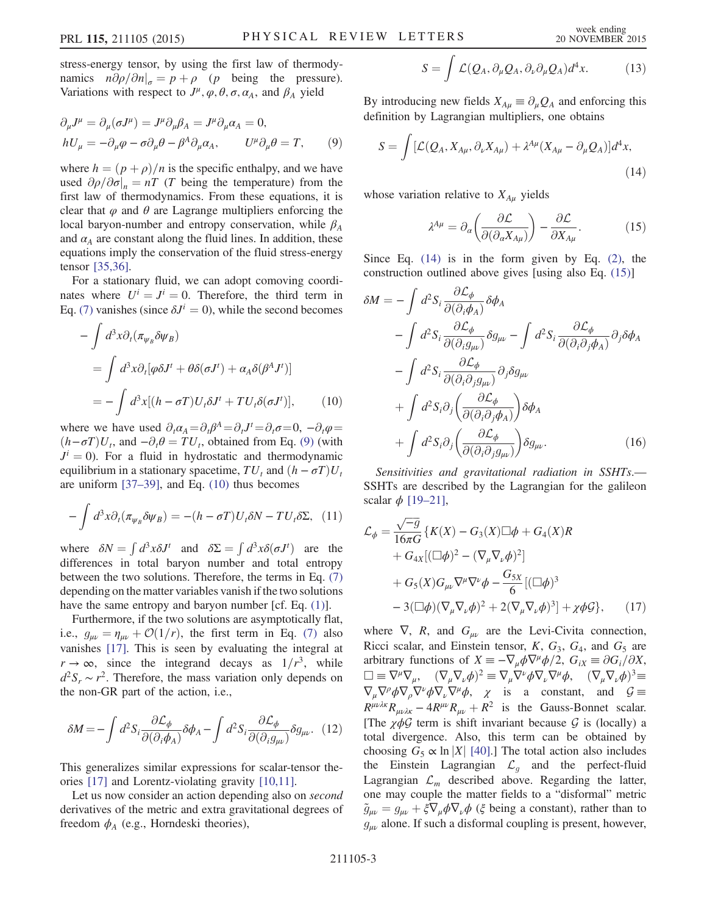stress-energy tensor, by using the first law of thermodynamics $n\partial\rho/\partial n|_\sigma = p+\rho$ ($p$ being the pressure). Variations with respect to $J^\mu, \varphi, \theta, \sigma, \alpha_A$, and $\beta_A$ yield

$$
\begin{aligned}
&\partial_\mu J^\mu = \partial_\mu(\sigma J^\mu) = J^\mu \partial_\mu \beta_A = J^\mu \partial_\mu \alpha_A = 0, \\
&hU_\mu = -\partial_\mu \varphi - \sigma \partial_\mu \theta - \beta^A \partial_\mu \alpha_A, \qquad U^\mu \partial_\mu \theta = T,
\end{aligned}
\tag{9}
$$

where $h=(p+\rho)/n$ is the specific enthalpy, and we have used $\partial\rho/\partial\sigma|_n = nT$ ($T$ being the temperature) from the first law of thermodynamics. From these equations, it is clear that $\varphi$ and $\theta$ are Lagrange multipliers enforcing the local baryon-number and entropy conservation, while $\beta_A$ and $\alpha_A$ are constant along the fluid lines. In addition, these equations imply the conservation of the fluid stress-energy tensor [35,36].

For a stationary fluid, we can adopt comoving coordinates where $U^i = J^i = 0$. Therefore, the third term in Eq. (7) vanishes (since $\delta J^i = 0$), while the second becomes

$$
\begin{aligned}
&-\int d^3x \partial_t(\pi_{\psi_B}\delta\psi_B) \\
&= \int d^3x \partial_t[\varphi\delta J^t + \theta\delta(\sigma J^t) + \alpha_A \delta(\beta^A J^t)] \\
&= -\int d^3x [(h-\sigma T)U_t \delta J^t + TU_t \delta(\sigma J^t)],
\end{aligned}
\tag{10}
$$

where we have used $\partial_t\alpha_A = \partial_t\beta^A = \partial_t J^t = \partial_t\sigma = 0$, $-\partial_t\varphi = (h-\sigma T)U_t$, and $-\partial_t\theta = TU_t$, obtained from Eq. (9) (with $J^i=0$). For a fluid in hydrostatic and thermodynamic equilibrium in a stationary spacetime, $TU_t$ and $(h-\sigma T)U_t$ are uniform [37–39], and Eq. (10) thus becomes

$$
-\int d^3x \partial_t(\pi_{\psi_B}\delta\psi_B) = -(h-\sigma T)U_t \delta N - TU_t\delta\Sigma, \tag{11}
$$

where $\delta N = \int d^3x \delta J^t$ and $\delta\Sigma = \int d^3x \delta(\sigma J^t)$ are the differences in total baryon number and total entropy between the two solutions. Therefore, the terms in Eq. (7) depending on the matter variables vanish if the two solutions have the same entropy and baryon number [cf. Eq. (1)].

Furthermore, if the two solutions are asymptotically flat, i.e., $g_{\mu\nu} = \eta_{\mu\nu} + \mathcal{O}(1/r)$, the first term in Eq. (7) also vanishes [17]. This is seen by evaluating the integral at $r\to\infty$, since the integrand decays as $1/r^3$, while $d^2S_r \sim r^2$. Therefore, the mass variation only depends on the non-GR part of the action, i.e.,

$$
\delta M = -\int d^2S_i \frac{\partial\mathcal{L}_\phi}{\partial(\partial_i\phi_A)}\delta\phi_A - \int d^2S_i \frac{\partial\mathcal{L}_\phi}{\partial(\partial_i g_{\mu\nu})}\delta g_{\mu\nu}. \tag{12}
$$

This generalizes similar expressions for scalar-tensor theories [17] and Lorentz-violating gravity [10,11].

Let us now consider an action depending also on *second* derivatives of the metric and extra gravitational degrees of freedom $\phi_A$ (e.g., Horndeski theories),

$$
S = \int \mathcal{L}(Q_A, \partial_\mu Q_A, \partial_\nu\partial_\mu Q_A) d^4x. \tag{13}
$$

By introducing new fields $X_{A\mu} \equiv \partial_\mu Q_A$ and enforcing this definition by Lagrangian multipliers, one obtains

$$
S = \int [\mathcal{L}(Q_A, X_{A\mu}, \partial_\nu X_{A\mu}) + \lambda^{A\mu}(X_{A\mu} - \partial_\mu Q_A)] d^4x, \tag{14}
$$

whose variation relative to $X_{A\mu}$ yields

$$
\lambda^{A\mu} = \partial_\alpha\left(\frac{\partial\mathcal{L}}{\partial(\partial_\alpha X_{A\mu})}\right) - \frac{\partial\mathcal{L}}{\partial X_{A\mu}}. \tag{15}
$$

Since Eq. (14) is in the form given by Eq. (2), the construction outlined above gives [using also Eq. (15)]

$$
\begin{aligned}
\delta M = &-\int d^2S_i \frac{\partial\mathcal{L}_\phi}{\partial(\partial_i\phi_A)}\delta\phi_A \\
&- \int d^2S_i \frac{\partial\mathcal{L}_\phi}{\partial(\partial_i g_{\mu\nu})}\delta g_{\mu\nu} - \int d^2S_i \frac{\partial\mathcal{L}_\phi}{\partial(\partial_i\partial_j\phi_A)}\partial_j\delta\phi_A \\
&- \int d^2S_i \frac{\partial\mathcal{L}_\phi}{\partial(\partial_i\partial_j g_{\mu\nu})}\partial_j\delta g_{\mu\nu} \\
&+ \int d^2S_i \partial_j\left(\frac{\partial\mathcal{L}_\phi}{\partial(\partial_i\partial_j\phi_A)}\right)\delta\phi_A \\
&+ \int d^2S_i \partial_j\left(\frac{\partial\mathcal{L}_\phi}{\partial(\partial_i\partial_j g_{\mu\nu})}\right)\delta g_{\mu\nu}.
\end{aligned}
\tag{16}
$$

*Sensitivities and gravitational radiation in SSHTs.*— SSHTs are described by the Lagrangian for the galileon scalar $\phi$ [19–21],

$$
\begin{aligned}
\mathcal{L}_\phi = \frac{\sqrt{-g}}{16\pi G}\{&K(X) - G_3(X)\Box\phi + G_4(X)R \\
&+ G_{4X}[(\Box\phi)^2 - (\nabla_\mu\nabla_\nu\phi)^2] \\
&+ G_5(X)G_{\mu\nu}\nabla^\mu\nabla^\nu\phi - \frac{G_{5X}}{6}[(\Box\phi)^3 \\
&- 3(\Box\phi)(\nabla_\mu\nabla_\nu\phi)^2 + 2(\nabla_\mu\nabla_\nu\phi)^3] + \chi\phi\mathcal{G}\},
\end{aligned}
\tag{17}
$$

where $\nabla$, $R$, and $G_{\mu\nu}$ are the Levi-Civita connection, Ricci scalar, and Einstein tensor, $K$, $G_3$, $G_4$, and $G_5$ are arbitrary functions of $X \equiv -\nabla_\mu\phi\nabla^\mu\phi/2$, $G_{iX} \equiv \partial G_i/\partial X$, $\Box \equiv \nabla^\mu\nabla_\mu$, $(\nabla_\mu\nabla_\nu\phi)^2 \equiv \nabla_\mu\nabla^\nu\phi\nabla_\nu\nabla^\mu\phi$, $(\nabla_\mu\nabla_\nu\phi)^3 \equiv \nabla_\mu\nabla^\rho\phi\nabla_\rho\nabla^\nu\phi\nabla_\nu\nabla^\mu\phi$, $\chi$ is a constant, and $\mathcal{G} \equiv R^{\mu\nu\lambda\kappa}R_{\mu\nu\lambda\kappa} - 4R^{\mu\nu}R_{\mu\nu} + R^2$ is the Gauss-Bonnet scalar. [The $\chi\phi\mathcal{G}$ term is shift invariant because $\mathcal{G}$ is (locally) a total divergence. Also, this term can be obtained by choosing $G_5 \propto \ln|X|$ [40].] The total action also includes the Einstein Lagrangian $\mathcal{L}_g$ and the perfect-fluid Lagrangian $\mathcal{L}_m$ described above. Regarding the latter, one may couple the matter fields to a "disformal" metric $\tilde{g}_{\mu\nu} = g_{\mu\nu} + \xi\nabla_\mu\phi\nabla_\nu\phi$ ($\xi$ being a constant), rather than to $g_{\mu\nu}$ alone. If such a disformal coupling is present, however,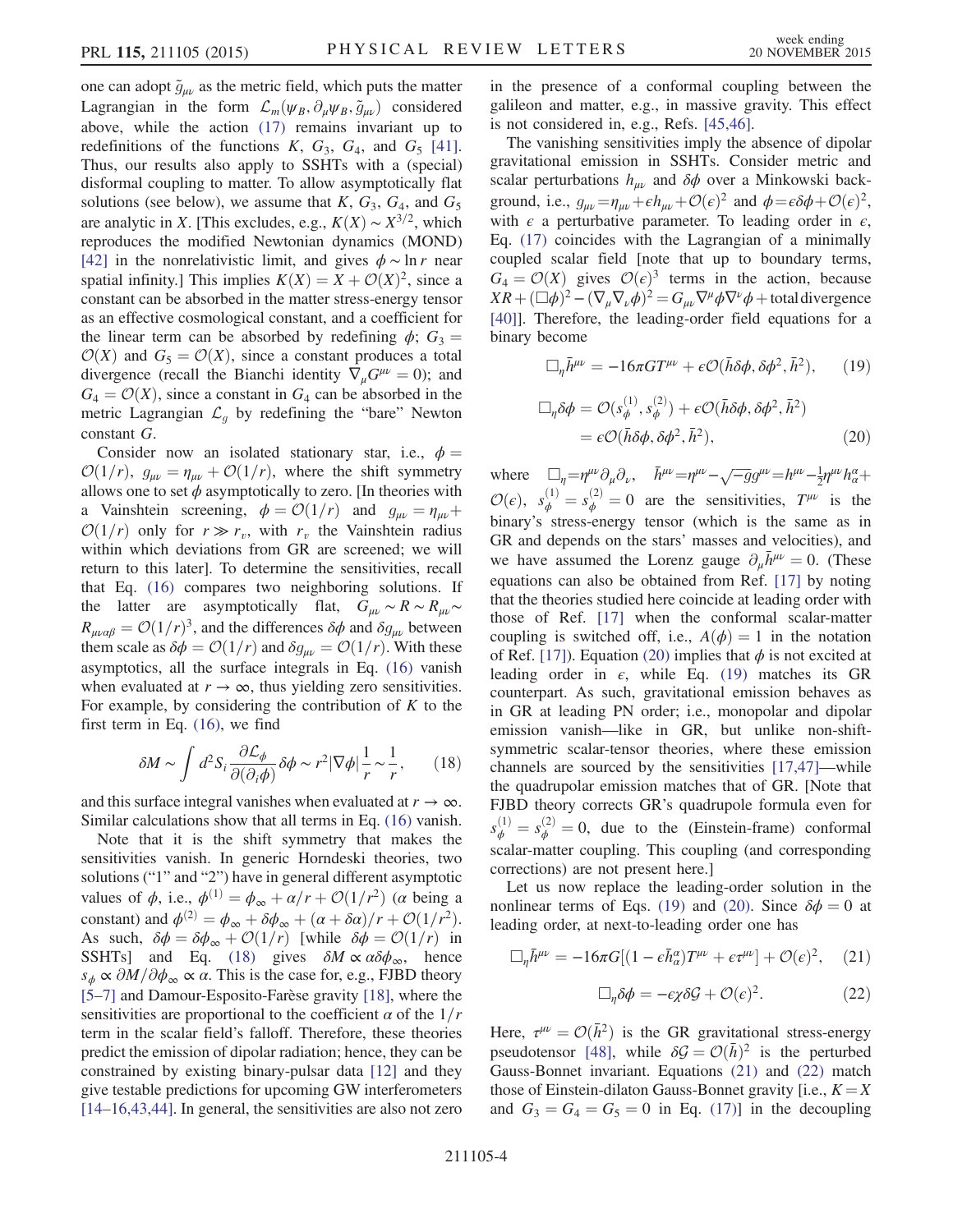one can adopt $\tilde{g}_{\mu\nu}$ as the metric field, which puts the matter Lagrangian in the form $\mathcal{L}_m(\psi_B, \partial_\mu\psi_B, \tilde{g}_{\mu\nu})$ considered above, while the action (17) remains invariant up to redefinitions of the functions $K$, $G_3$, $G_4$, and $G_5$ [41]. Thus, our results also apply to SSHTs with a (special) disformal coupling to matter. To allow asymptotically flat solutions (see below), we assume that $K$, $G_3$, $G_4$, and $G_5$ are analytic in $X$. [This excludes, e.g., $K(X) \sim X^{3/2}$, which reproduces the modified Newtonian dynamics (MOND) [42] in the nonrelativistic limit, and gives $\phi \sim \ln r$ near spatial infinity.] This implies $K(X) = X + \mathcal{O}(X)^2$, since a constant can be absorbed in the matter stress-energy tensor as an effective cosmological constant, and a coefficient for the linear term can be absorbed by redefining $\phi$; $G_3 = \mathcal{O}(X)$ and $G_5 = \mathcal{O}(X)$, since a constant produces a total divergence (recall the Bianchi identity $\nabla_\mu G^{\mu\nu} = 0$); and $G_4 = \mathcal{O}(X)$, since a constant in $G_4$ can be absorbed in the metric Lagrangian $\mathcal{L}_g$ by redefining the "bare" Newton constant $G$.

Consider now an isolated stationary star, i.e., $\phi = \mathcal{O}(1/r)$, $g_{\mu\nu} = \eta_{\mu\nu} + \mathcal{O}(1/r)$, where the shift symmetry allows one to set $\phi$ asymptotically to zero. [In theories with a Vainshtein screening, $\phi = \mathcal{O}(1/r)$ and $g_{\mu\nu} = \eta_{\mu\nu} + \mathcal{O}(1/r)$ only for $r \gg r_v$, with $r_v$ the Vainshtein radius within which deviations from GR are screened; we will return to this later]. To determine the sensitivities, recall that Eq. (16) compares two neighboring solutions. If the latter are asymptotically flat, $G_{\mu\nu} \sim R \sim R_{\mu\nu} \sim R_{\mu\nu\alpha\beta} = \mathcal{O}(1/r)^3$, and the differences $\delta\phi$ and $\delta g_{\mu\nu}$ between them scale as $\delta\phi = \mathcal{O}(1/r)$ and $\delta g_{\mu\nu} = \mathcal{O}(1/r)$. With these asymptotics, all the surface integrals in Eq. (16) vanish when evaluated at $r \to \infty$, thus yielding zero sensitivities. For example, by considering the contribution of $K$ to the first term in Eq. (16), we find

$$\delta M \sim \int d^2 S_i \frac{\partial \mathcal{L}_\phi}{\partial(\partial_i \phi)} \delta\phi \sim r^2 |\nabla\phi| \frac{1}{r} \sim \frac{1}{r}, \tag{18}$$

and this surface integral vanishes when evaluated at $r \to \infty$. Similar calculations show that all terms in Eq. (16) vanish.

Note that it is the shift symmetry that makes the sensitivities vanish. In generic Horndeski theories, two solutions ("1" and "2") have in general different asymptotic values of $\phi$, i.e., $\phi^{(1)} = \phi_\infty + \alpha/r + \mathcal{O}(1/r^2)$ ($\alpha$ being a constant) and $\phi^{(2)} = \phi_\infty + \delta\phi_\infty + (\alpha + \delta\alpha)/r + \mathcal{O}(1/r^2)$. As such, $\delta\phi = \delta\phi_\infty + \mathcal{O}(1/r)$ [while $\delta\phi = \mathcal{O}(1/r)$ in SSHTs] and Eq. (18) gives $\delta M \propto \alpha\delta\phi_\infty$, hence $s_\phi \propto \partial M/\partial\phi_\infty \propto \alpha$. This is the case for, e.g., FJBD theory [5–7] and Damour-Esposito-Farèse gravity [18], where the sensitivities are proportional to the coefficient $\alpha$ of the $1/r$ term in the scalar field's falloff. Therefore, these theories predict the emission of dipolar radiation; hence, they can be constrained by existing binary-pulsar data [12] and they give testable predictions for upcoming GW interferometers [14–16,43,44]. In general, the sensitivities are also not zero in the presence of a conformal coupling between the galileon and matter, e.g., in massive gravity. This effect is not considered in, e.g., Refs. [45,46].

The vanishing sensitivities imply the absence of dipolar gravitational emission in SSHTs. Consider metric and scalar perturbations $h_{\mu\nu}$ and $\delta\phi$ over a Minkowski background, i.e., $g_{\mu\nu} = \eta_{\mu\nu} + \epsilon h_{\mu\nu} + \mathcal{O}(\epsilon)^2$ and $\phi = \epsilon\delta\phi + \mathcal{O}(\epsilon)^2$, with $\epsilon$ a perturbative parameter. To leading order in $\epsilon$, Eq. (17) coincides with the Lagrangian of a minimally coupled scalar field [note that up to boundary terms, $G_4 = \mathcal{O}(X)$ gives $\mathcal{O}(\epsilon)^3$ terms in the action, because $XR + (\Box\phi)^2 - (\nabla_\mu\nabla_\nu\phi)^2 = G_{\mu\nu}\nabla^\mu\phi\nabla^\nu\phi + \text{total divergence}$ [40]]. Therefore, the leading-order field equations for a binary become

$$\Box_\eta \bar{h}^{\mu\nu} = -16\pi G T^{\mu\nu} + \epsilon\mathcal{O}(\bar{h}\delta\phi, \delta\phi^2, \bar{h}^2), \tag{19}$$

$$\begin{aligned}\Box_\eta \delta\phi &= \mathcal{O}(s_\phi^{(1)}, s_\phi^{(2)}) + \epsilon\mathcal{O}(\bar{h}\delta\phi, \delta\phi^2, \bar{h}^2) \\ &= \epsilon\mathcal{O}(\bar{h}\delta\phi, \delta\phi^2, \bar{h}^2),\end{aligned} \tag{20}$$

where $\Box_\eta = \eta^{\mu\nu}\partial_\mu\partial_\nu$, $\bar{h}^{\mu\nu} = \eta^{\mu\nu} - \sqrt{-g}g^{\mu\nu} = h^{\mu\nu} - \frac{1}{2}\eta^{\mu\nu}h_\alpha^\alpha + \mathcal{O}(\epsilon)$, $s_\phi^{(1)} = s_\phi^{(2)} = 0$ are the sensitivities, $T^{\mu\nu}$ is the binary's stress-energy tensor (which is the same as in GR and depends on the stars' masses and velocities), and we have assumed the Lorenz gauge $\partial_\mu \bar{h}^{\mu\nu} = 0$. (These equations can also be obtained from Ref. [17] by noting that the theories studied here coincide at leading order with those of Ref. [17] when the conformal scalar-matter coupling is switched off, i.e., $A(\phi) = 1$ in the notation of Ref. [17]). Equation (20) implies that $\phi$ is not excited at leading order in $\epsilon$, while Eq. (19) matches its GR counterpart. As such, gravitational emission behaves as in GR at leading PN order; i.e., monopolar and dipolar emission vanish—like in GR, but unlike non-shift-symmetric scalar-tensor theories, where these emission channels are sourced by the sensitivities [17,47]—while the quadrupolar emission matches that of GR. [Note that FJBD theory corrects GR's quadrupole formula even for $s_\phi^{(1)} = s_\phi^{(2)} = 0$, due to the (Einstein-frame) conformal scalar-matter coupling. This coupling (and corresponding corrections) are not present here.]

Let us now replace the leading-order solution in the nonlinear terms of Eqs. (19) and (20). Since $\delta\phi = 0$ at leading order, at next-to-leading order one has

$$\Box_\eta \bar{h}^{\mu\nu} = -16\pi G[(1 - \epsilon\bar{h}_\alpha^\alpha)T^{\mu\nu} + \epsilon\tau^{\mu\nu}] + \mathcal{O}(\epsilon)^2, \tag{21}$$

$$\Box_\eta \delta\phi = -\epsilon\chi\delta\mathcal{G} + \mathcal{O}(\epsilon)^2. \tag{22}$$

Here, $\tau^{\mu\nu} = \mathcal{O}(\bar{h}^2)$ is the GR gravitational stress-energy pseudotensor [48], while $\delta\mathcal{G} = \mathcal{O}(\bar{h})^2$ is the perturbed Gauss-Bonnet invariant. Equations (21) and (22) match those of Einstein-dilaton Gauss-Bonnet gravity [i.e., $K = X$ and $G_3 = G_4 = G_5 = 0$ in Eq. (17)] in the decoupling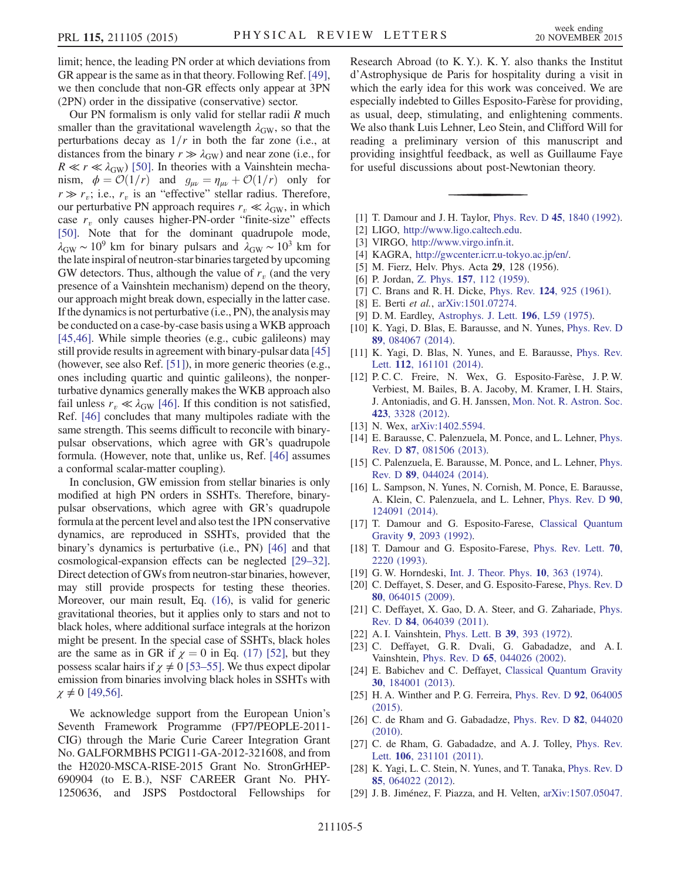limit; hence, the leading PN order at which deviations from GR appear is the same as in that theory. Following Ref. [49], we then conclude that non-GR effects only appear at 3PN (2PN) order in the dissipative (conservative) sector.

Our PN formalism is only valid for stellar radii $R$ much smaller than the gravitational wavelength $\lambda_{\rm GW}$, so that the perturbations decay as $1/r$ in both the far zone (i.e., at distances from the binary $r \gg \lambda_{\rm GW}$) and near zone (i.e., for $R \ll r \ll \lambda_{\rm GW}$) [50]. In theories with a Vainshtein mechanism, $\phi = \mathcal{O}(1/r)$ and $g_{\mu\nu} = \eta_{\mu\nu} + \mathcal{O}(1/r)$ only for $r \gg r_v$; i.e., $r_v$ is an "effective" stellar radius. Therefore, our perturbative PN approach requires $r_v \ll \lambda_{\rm GW}$, in which case $r_v$ only causes higher-PN-order "finite-size" effects [50]. Note that for the dominant quadrupole mode, $\lambda_{\rm GW} \sim 10^9$ km for binary pulsars and $\lambda_{\rm GW} \sim 10^3$ km for the late inspiral of neutron-star binaries targeted by upcoming GW detectors. Thus, although the value of $r_v$ (and the very presence of a Vainshtein mechanism) depend on the theory, our approach might break down, especially in the latter case. If the dynamics is not perturbative (i.e., PN), the analysis may be conducted on a case-by-case basis using a WKB approach [45,46]. While simple theories (e.g., cubic galileons) may still provide results in agreement with binary-pulsar data [45] (however, see also Ref. [51]), in more generic theories (e.g., ones including quartic and quintic galileons), the nonperturbative dynamics generally makes the WKB approach also fail unless $r_v \ll \lambda_{\rm GW}$ [46]. If this condition is not satisfied, Ref. [46] concludes that many multipoles radiate with the same strength. This seems difficult to reconcile with binary-pulsar observations, which agree with GR's quadrupole formula. (However, note that, unlike us, Ref. [46] assumes a conformal scalar-matter coupling).

In conclusion, GW emission from stellar binaries is only modified at high PN orders in SSHTs. Therefore, binary-pulsar observations, which agree with GR's quadrupole formula at the percent level and also test the 1PN conservative dynamics, are reproduced in SSHTs, provided that the binary's dynamics is perturbative (i.e., PN) [46] and that cosmological-expansion effects can be neglected [29–32]. Direct detection of GWs from neutron-star binaries, however, may still provide prospects for testing these theories. Moreover, our main result, Eq. (16), is valid for generic gravitational theories, but it applies only to stars and not to black holes, where additional surface integrals at the horizon might be present. In the special case of SSHTs, black holes are the same as in GR if $\chi = 0$ in Eq. (17) [52], but they possess scalar hairs if $\chi \neq 0$ [53–55]. We thus expect dipolar emission from binaries involving black holes in SSHTs with $\chi \neq 0$ [49,56].

We acknowledge support from the European Union's Seventh Framework Programme (FP7/PEOPLE-2011-CIG) through the Marie Curie Career Integration Grant No. GALFORMBHS PCIG11-GA-2012-321608, and from the H2020-MSCA-RISE-2015 Grant No. StronGrHEP-690904 (to E. B.), NSF CAREER Grant No. PHY-1250636, and JSPS Postdoctoral Fellowships for Research Abroad (to K. Y.). K. Y. also thanks the Institut d'Astrophysique de Paris for hospitality during a visit in which the early idea for this work was conceived. We are especially indebted to Gilles Esposito-Farèse for providing, as usual, deep, stimulating, and enlightening comments. We also thank Luis Lehner, Leo Stein, and Clifford Will for reading a preliminary version of this manuscript and providing insightful feedback, as well as Guillaume Faye for useful discussions about post-Newtonian theory.

---

[1] T. Damour and J. H. Taylor, Phys. Rev. D 45, 1840 (1992).
[2] LIGO, http://www.ligo.caltech.edu.
[3] VIRGO, http://www.virgo.infn.it.
[4] KAGRA, http://gwcenter.icrr.u-tokyo.ac.jp/en/.
[5] M. Fierz, Helv. Phys. Acta 29, 128 (1956).
[6] P. Jordan, Z. Phys. 157, 112 (1959).
[7] C. Brans and R. H. Dicke, Phys. Rev. 124, 925 (1961).
[8] E. Berti et al., arXiv:1501.07274.
[9] D. M. Eardley, Astrophys. J. Lett. 196, L59 (1975).
[10] K. Yagi, D. Blas, E. Barausse, and N. Yunes, Phys. Rev. D 89, 084067 (2014).
[11] K. Yagi, D. Blas, N. Yunes, and E. Barausse, Phys. Rev. Lett. 112, 161101 (2014).
[12] P. C. C. Freire, N. Wex, G. Esposito-Farèse, J. P. W. Verbiest, M. Bailes, B. A. Jacoby, M. Kramer, I. H. Stairs, J. Antoniadis, and G. H. Janssen, Mon. Not. R. Astron. Soc. 423, 3328 (2012).
[13] N. Wex, arXiv:1402.5594.
[14] E. Barausse, C. Palenzuela, M. Ponce, and L. Lehner, Phys. Rev. D 87, 081506 (2013).
[15] C. Palenzuela, E. Barausse, M. Ponce, and L. Lehner, Phys. Rev. D 89, 044024 (2014).
[16] L. Sampson, N. Yunes, N. Cornish, M. Ponce, E. Barausse, A. Klein, C. Palenzuela, and L. Lehner, Phys. Rev. D 90, 124091 (2014).
[17] T. Damour and G. Esposito-Farese, Classical Quantum Gravity 9, 2093 (1992).
[18] T. Damour and G. Esposito-Farese, Phys. Rev. Lett. 70, 2220 (1993).
[19] G. W. Horndeski, Int. J. Theor. Phys. 10, 363 (1974).
[20] C. Deffayet, S. Deser, and G. Esposito-Farese, Phys. Rev. D 80, 064015 (2009).
[21] C. Deffayet, X. Gao, D. A. Steer, and G. Zahariade, Phys. Rev. D 84, 064039 (2011).
[22] A. I. Vainshtein, Phys. Lett. B 39, 393 (1972).
[23] C. Deffayet, G. R. Dvali, G. Gabadadze, and A. I. Vainshtein, Phys. Rev. D 65, 044026 (2002).
[24] E. Babichev and C. Deffayet, Classical Quantum Gravity 30, 184001 (2013).
[25] H. A. Winther and P. G. Ferreira, Phys. Rev. D 92, 064005 (2015).
[26] C. de Rham and G. Gabadadze, Phys. Rev. D 82, 044020 (2010).
[27] C. de Rham, G. Gabadadze, and A. J. Tolley, Phys. Rev. Lett. 106, 231101 (2011).
[28] K. Yagi, L. C. Stein, N. Yunes, and T. Tanaka, Phys. Rev. D 85, 064022 (2012).
[29] J. B. Jiménez, F. Piazza, and H. Velten, arXiv:1507.05047.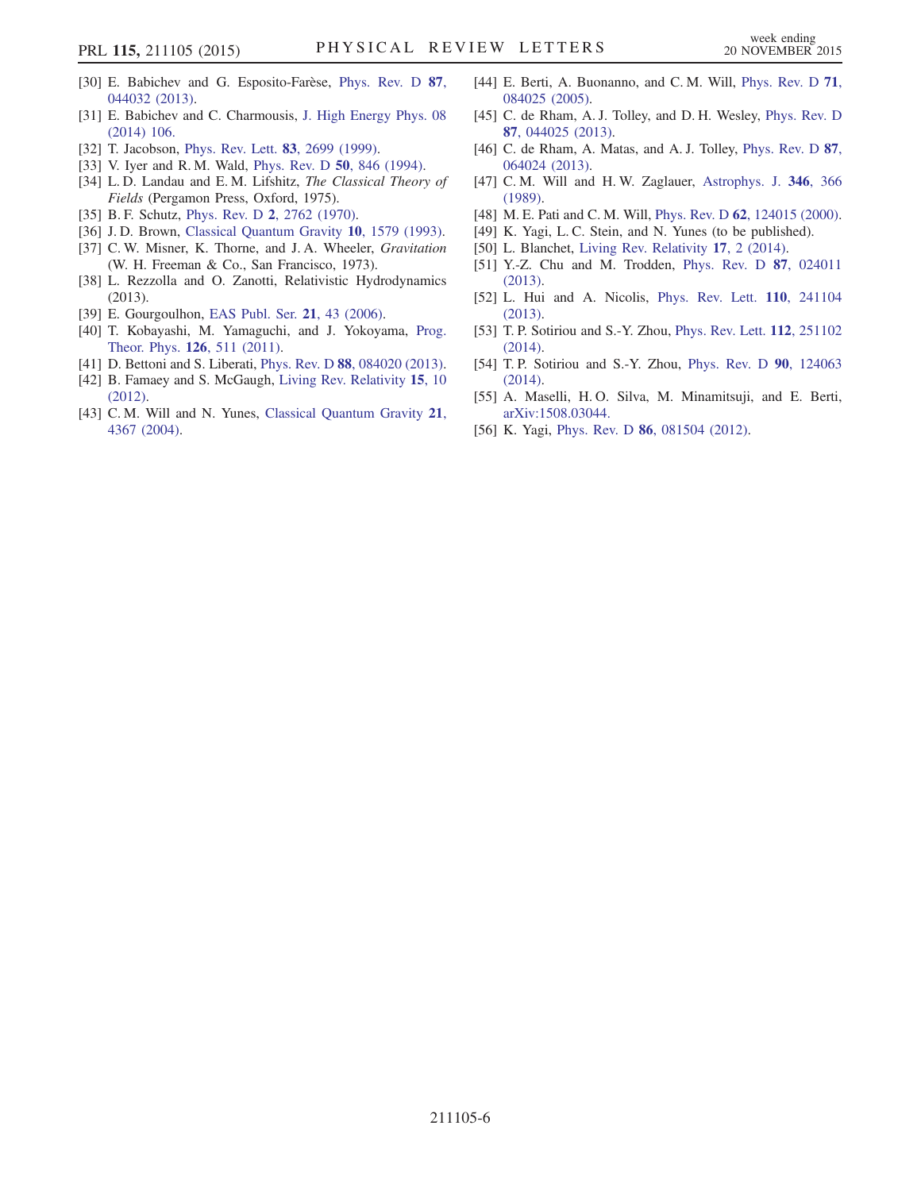[30] E. Babichev and G. Esposito-Farèse, Phys. Rev. D **87**, 044032 (2013).

[31] E. Babichev and C. Charmousis, J. High Energy Phys. 08 (2014) 106.

[32] T. Jacobson, Phys. Rev. Lett. **83**, 2699 (1999).

[33] V. Iyer and R. M. Wald, Phys. Rev. D **50**, 846 (1994).

[34] L. D. Landau and E. M. Lifshitz, *The Classical Theory of Fields* (Pergamon Press, Oxford, 1975).

[35] B. F. Schutz, Phys. Rev. D **2**, 2762 (1970).

[36] J. D. Brown, Classical Quantum Gravity **10**, 1579 (1993).

[37] C. W. Misner, K. Thorne, and J. A. Wheeler, *Gravitation* (W. H. Freeman & Co., San Francisco, 1973).

[38] L. Rezzolla and O. Zanotti, Relativistic Hydrodynamics (2013).

[39] E. Gourgoulhon, EAS Publ. Ser. **21**, 43 (2006).

[40] T. Kobayashi, M. Yamaguchi, and J. Yokoyama, Prog. Theor. Phys. **126**, 511 (2011).

[41] D. Bettoni and S. Liberati, Phys. Rev. D **88**, 084020 (2013).

[42] B. Famaey and S. McGaugh, Living Rev. Relativity **15**, 10 (2012).

[43] C. M. Will and N. Yunes, Classical Quantum Gravity **21**, 4367 (2004).

[44] E. Berti, A. Buonanno, and C. M. Will, Phys. Rev. D **71**, 084025 (2005).

[45] C. de Rham, A. J. Tolley, and D. H. Wesley, Phys. Rev. D **87**, 044025 (2013).

[46] C. de Rham, A. Matas, and A. J. Tolley, Phys. Rev. D **87**, 064024 (2013).

[47] C. M. Will and H. W. Zaglauer, Astrophys. J. **346**, 366 (1989).

[48] M. E. Pati and C. M. Will, Phys. Rev. D **62**, 124015 (2000).

[49] K. Yagi, L. C. Stein, and N. Yunes (to be published).

[50] L. Blanchet, Living Rev. Relativity **17**, 2 (2014).

[51] Y.-Z. Chu and M. Trodden, Phys. Rev. D **87**, 024011 (2013).

[52] L. Hui and A. Nicolis, Phys. Rev. Lett. **110**, 241104 (2013).

[53] T. P. Sotiriou and S.-Y. Zhou, Phys. Rev. Lett. **112**, 251102 (2014).

[54] T. P. Sotiriou and S.-Y. Zhou, Phys. Rev. D **90**, 124063 (2014).

[55] A. Maselli, H. O. Silva, M. Minamitsuji, and E. Berti, arXiv:1508.03044.

[56] K. Yagi, Phys. Rev. D **86**, 081504 (2012).